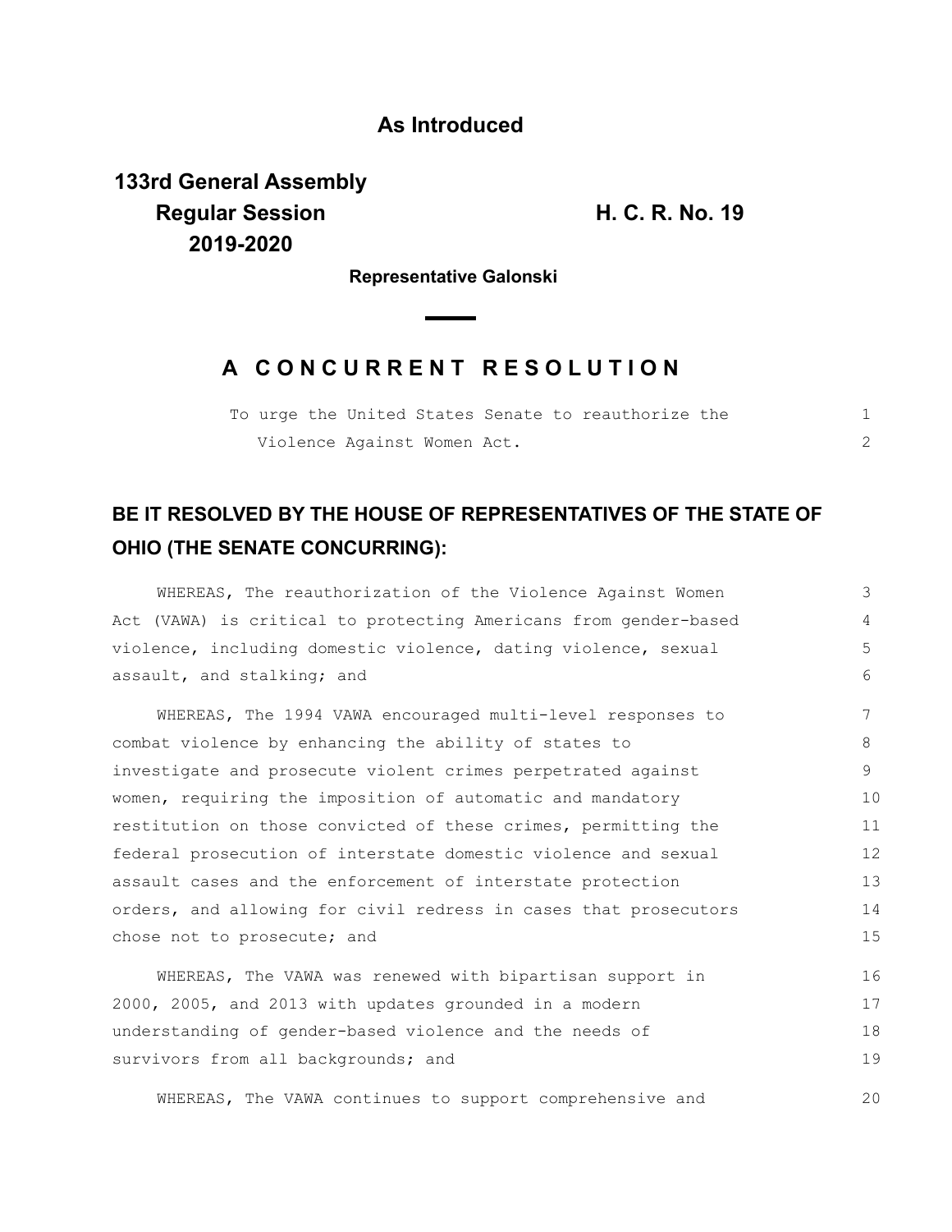**As Introduced**

**133rd General Assembly**
**Regular Session**
**2019-2020**

**H. C. R. No. 19**

**Representative Galonski**

## A CONCURRENT RESOLUTION

To urge the United States Senate to reauthorize the Violence Against Women Act.

**BE IT RESOLVED BY THE HOUSE OF REPRESENTATIVES OF THE STATE OF OHIO (THE SENATE CONCURRING):**

WHEREAS, The reauthorization of the Violence Against Women Act (VAWA) is critical to protecting Americans from gender-based violence, including domestic violence, dating violence, sexual assault, and stalking; and

WHEREAS, The 1994 VAWA encouraged multi-level responses to combat violence by enhancing the ability of states to investigate and prosecute violent crimes perpetrated against women, requiring the imposition of automatic and mandatory restitution on those convicted of these crimes, permitting the federal prosecution of interstate domestic violence and sexual assault cases and the enforcement of interstate protection orders, and allowing for civil redress in cases that prosecutors chose not to prosecute; and

WHEREAS, The VAWA was renewed with bipartisan support in 2000, 2005, and 2013 with updates grounded in a modern understanding of gender-based violence and the needs of survivors from all backgrounds; and

WHEREAS, The VAWA continues to support comprehensive and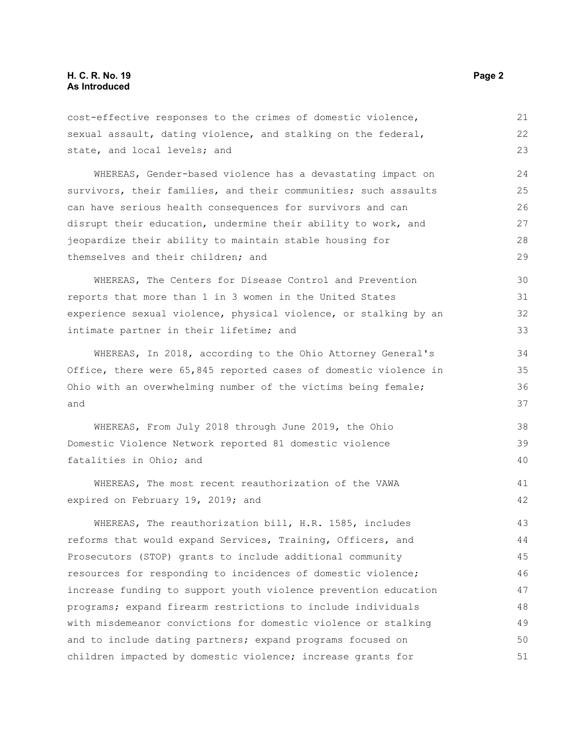cost-effective responses to the crimes of domestic violence, sexual assault, dating violence, and stalking on the federal, state, and local levels; and

WHEREAS, Gender-based violence has a devastating impact on survivors, their families, and their communities; such assaults can have serious health consequences for survivors and can disrupt their education, undermine their ability to work, and jeopardize their ability to maintain stable housing for themselves and their children; and

WHEREAS, The Centers for Disease Control and Prevention reports that more than 1 in 3 women in the United States experience sexual violence, physical violence, or stalking by an intimate partner in their lifetime; and

WHEREAS, In 2018, according to the Ohio Attorney General's Office, there were 65,845 reported cases of domestic violence in Ohio with an overwhelming number of the victims being female; and

WHEREAS, From July 2018 through June 2019, the Ohio Domestic Violence Network reported 81 domestic violence fatalities in Ohio; and

WHEREAS, The most recent reauthorization of the VAWA expired on February 19, 2019; and

WHEREAS, The reauthorization bill, H.R. 1585, includes reforms that would expand Services, Training, Officers, and Prosecutors (STOP) grants to include additional community resources for responding to incidences of domestic violence; increase funding to support youth violence prevention education programs; expand firearm restrictions to include individuals with misdemeanor convictions for domestic violence or stalking and to include dating partners; expand programs focused on children impacted by domestic violence; increase grants for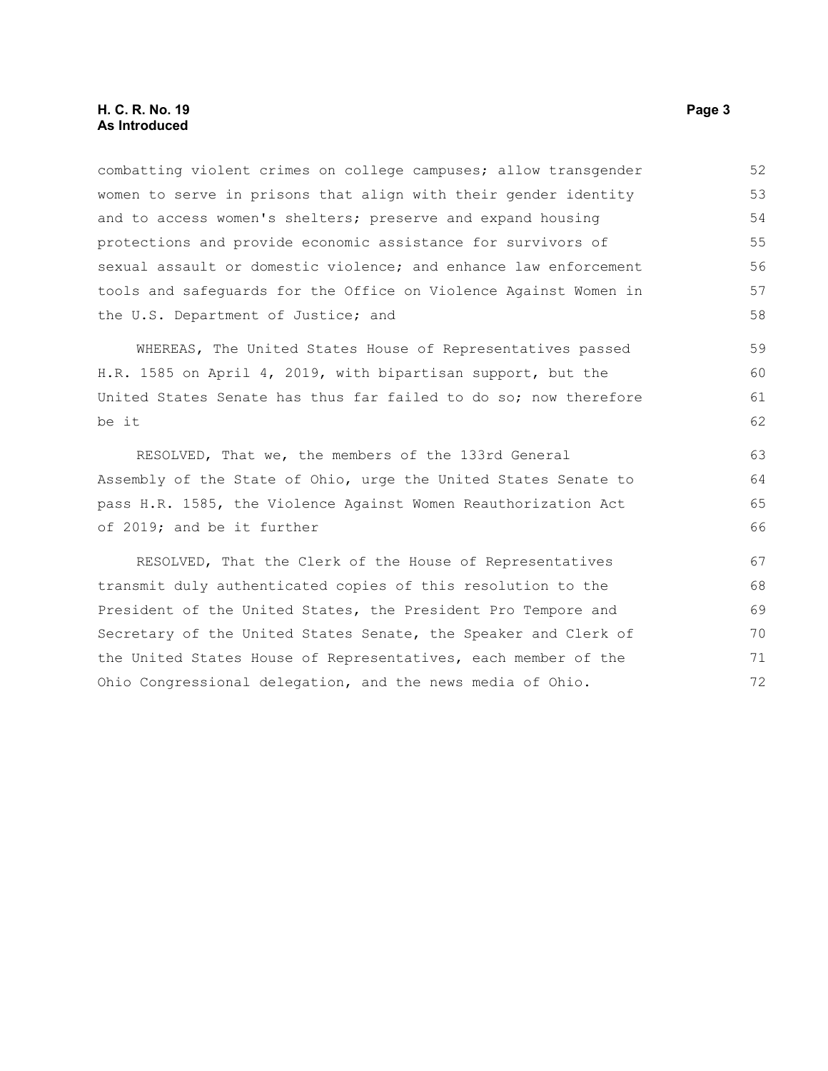combatting violent crimes on college campuses; allow transgender women to serve in prisons that align with their gender identity and to access women's shelters; preserve and expand housing protections and provide economic assistance for survivors of sexual assault or domestic violence; and enhance law enforcement tools and safeguards for the Office on Violence Against Women in the U.S. Department of Justice; and

WHEREAS, The United States House of Representatives passed H.R. 1585 on April 4, 2019, with bipartisan support, but the United States Senate has thus far failed to do so; now therefore be it

RESOLVED, That we, the members of the 133rd General Assembly of the State of Ohio, urge the United States Senate to pass H.R. 1585, the Violence Against Women Reauthorization Act of 2019; and be it further

RESOLVED, That the Clerk of the House of Representatives transmit duly authenticated copies of this resolution to the President of the United States, the President Pro Tempore and Secretary of the United States Senate, the Speaker and Clerk of the United States House of Representatives, each member of the Ohio Congressional delegation, and the news media of Ohio.